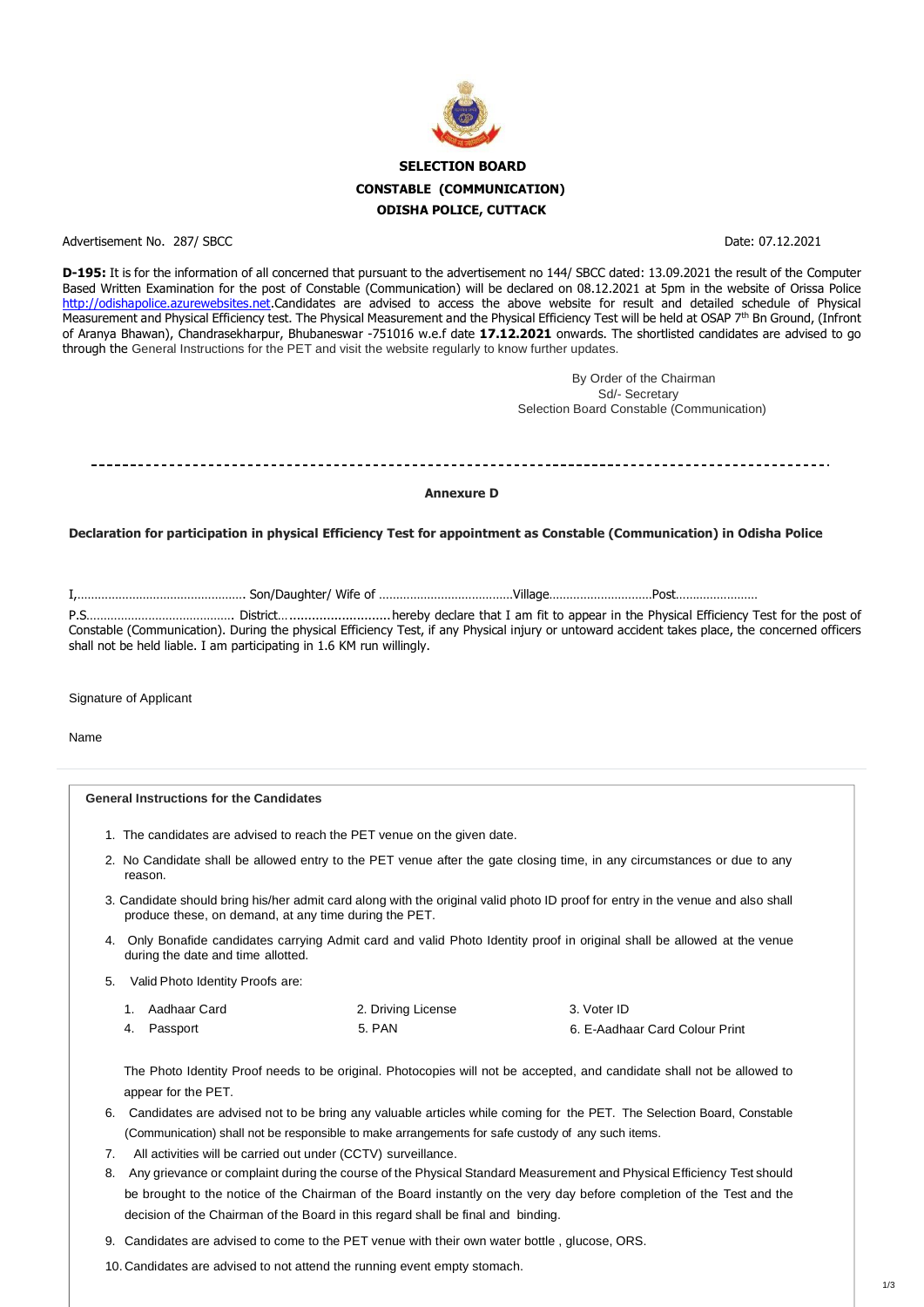**SELECTION BOARD**

**CONSTABLE (COMMUNICATION)**

**ODISHA POLICE, CUTTACK**

Advertisement No. 287/ SBCC Date: 07.12.2021

**D-195:** It is for the information of all concerned that pursuant to the advertisement no 144/ SBCC dated: 13.09.2021 the result of the Computer Based Written Examination for the post of Constable (Communication) will be declared on 08.12.2021 at 5pm in the website of Orissa Police http://odishapolice.azurewebsites.net.Candidates are advised to access the above website for result and detailed schedule of Physical Measurement and Physical Efficiency test. The Physical Measurement and the Physical Efficiency Test will be held at OSAP 7th Bn Ground, (Infront of Aranya Bhawan), Chandrasekharpur, Bhubaneswar -751016 w.e.f date **17.12.2021** onwards. The shortlisted candidates are advised to go through the General Instructions for the PET and visit the website regularly to know further updates.

By Order of the Chairman
Sd/- Secretary
Selection Board Constable (Communication)

---

**Annexure D**

**Declaration for participation in physical Efficiency Test for appointment as Constable (Communication) in Odisha Police**

I,………………………………………….. Son/Daughter/ Wife of …………………………………Village…………………………Post……………………

P.S……………………………………. District…..........................hereby declare that I am fit to appear in the Physical Efficiency Test for the post of Constable (Communication). During the physical Efficiency Test, if any Physical injury or untoward accident takes place, the concerned officers shall not be held liable. I am participating in 1.6 KM run willingly.

Signature of Applicant

Name

**General Instructions for the Candidates**

1. The candidates are advised to reach the PET venue on the given date.
2. No Candidate shall be allowed entry to the PET venue after the gate closing time, in any circumstances or due to any reason.
3. Candidate should bring his/her admit card along with the original valid photo ID proof for entry in the venue and also shall produce these, on demand, at any time during the PET.
4. Only Bonafide candidates carrying Admit card and valid Photo Identity proof in original shall be allowed at the venue during the date and time allotted.
5. Valid Photo Identity Proofs are:

   1. Aadhaar Card
   2. Driving License
   3. Voter ID
   4. Passport
   5. PAN
   6. E-Aadhaar Card Colour Print

   The Photo Identity Proof needs to be original. Photocopies will not be accepted, and candidate shall not be allowed to appear for the PET.
6. Candidates are advised not to be bring any valuable articles while coming for the PET. The Selection Board, Constable (Communication) shall not be responsible to make arrangements for safe custody of any such items.
7. All activities will be carried out under (CCTV) surveillance.
8. Any grievance or complaint during the course of the Physical Standard Measurement and Physical Efficiency Test should be brought to the notice of the Chairman of the Board instantly on the very day before completion of the Test and the decision of the Chairman of the Board in this regard shall be final and binding.
9. Candidates are advised to come to the PET venue with their own water bottle , glucose, ORS.
10. Candidates are advised to not attend the running event empty stomach.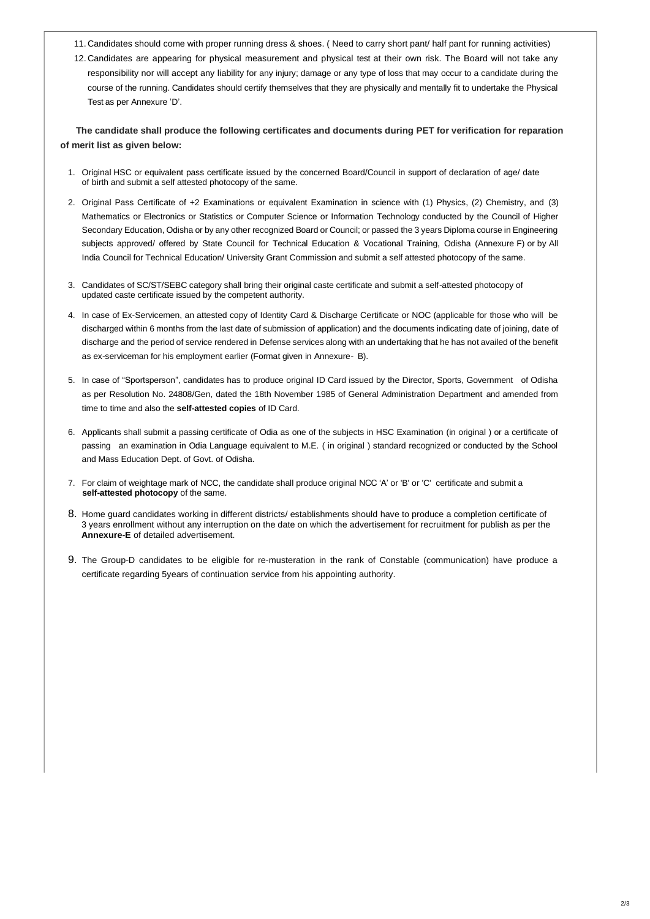11. Candidates should come with proper running dress & shoes. ( Need to carry short pant/ half pant for running activities)
12. Candidates are appearing for physical measurement and physical test at their own risk. The Board will not take any responsibility nor will accept any liability for any injury; damage or any type of loss that may occur to a candidate during the course of the running. Candidates should certify themselves that they are physically and mentally fit to undertake the Physical Test as per Annexure 'D'.

**The candidate shall produce the following certificates and documents during PET for verification for reparation of merit list as given below:**

1. Original HSC or equivalent pass certificate issued by the concerned Board/Council in support of declaration of age/ date of birth and submit a self attested photocopy of the same.
2. Original Pass Certificate of +2 Examinations or equivalent Examination in science with (1) Physics, (2) Chemistry, and (3) Mathematics or Electronics or Statistics or Computer Science or Information Technology conducted by the Council of Higher Secondary Education, Odisha or by any other recognized Board or Council; or passed the 3 years Diploma course in Engineering subjects approved/ offered by State Council for Technical Education & Vocational Training, Odisha (Annexure F) or by All India Council for Technical Education/ University Grant Commission and submit a self attested photocopy of the same.
3. Candidates of SC/ST/SEBC category shall bring their original caste certificate and submit a self-attested photocopy of updated caste certificate issued by the competent authority.
4. In case of Ex-Servicemen, an attested copy of Identity Card & Discharge Certificate or NOC (applicable for those who will be discharged within 6 months from the last date of submission of application) and the documents indicating date of joining, date of discharge and the period of service rendered in Defense services along with an undertaking that he has not availed of the benefit as ex-serviceman for his employment earlier (Format given in Annexure- B).
5. In case of "Sportsperson", candidates has to produce original ID Card issued by the Director, Sports, Government of Odisha as per Resolution No. 24808/Gen, dated the 18th November 1985 of General Administration Department and amended from time to time and also the **self-attested copies** of ID Card.
6. Applicants shall submit a passing certificate of Odia as one of the subjects in HSC Examination (in original ) or a certificate of passing an examination in Odia Language equivalent to M.E. ( in original ) standard recognized or conducted by the School and Mass Education Dept. of Govt. of Odisha.
7. For claim of weightage mark of NCC, the candidate shall produce original NCC 'A' or 'B' or 'C' certificate and submit a **self-attested photocopy** of the same.
8. Home guard candidates working in different districts/ establishments should have to produce a completion certificate of 3 years enrollment without any interruption on the date on which the advertisement for recruitment for publish as per the **Annexure-E** of detailed advertisement.
9. The Group-D candidates to be eligible for re-musteration in the rank of Constable (communication) have produce a certificate regarding 5years of continuation service from his appointing authority.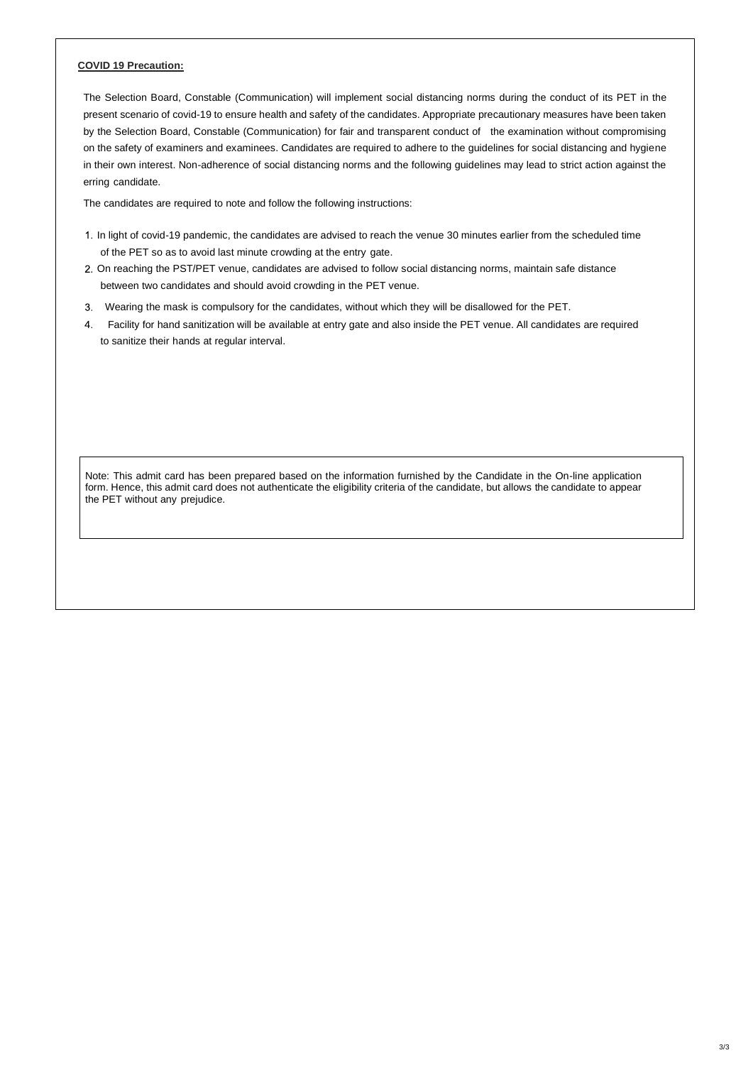**COVID 19 Precaution:**

The Selection Board, Constable (Communication) will implement social distancing norms during the conduct of its PET in the present scenario of covid-19 to ensure health and safety of the candidates. Appropriate precautionary measures have been taken by the Selection Board, Constable (Communication) for fair and transparent conduct of the examination without compromising on the safety of examiners and examinees. Candidates are required to adhere to the guidelines for social distancing and hygiene in their own interest. Non-adherence of social distancing norms and the following guidelines may lead to strict action against the erring candidate.

The candidates are required to note and follow the following instructions:

1. In light of covid-19 pandemic, the candidates are advised to reach the venue 30 minutes earlier from the scheduled time of the PET so as to avoid last minute crowding at the entry gate.
2. On reaching the PST/PET venue, candidates are advised to follow social distancing norms, maintain safe distance between two candidates and should avoid crowding in the PET venue.
3. Wearing the mask is compulsory for the candidates, without which they will be disallowed for the PET.
4. Facility for hand sanitization will be available at entry gate and also inside the PET venue. All candidates are required to sanitize their hands at regular interval.

Note: This admit card has been prepared based on the information furnished by the Candidate in the On-line application form. Hence, this admit card does not authenticate the eligibility criteria of the candidate, but allows the candidate to appear the PET without any prejudice.